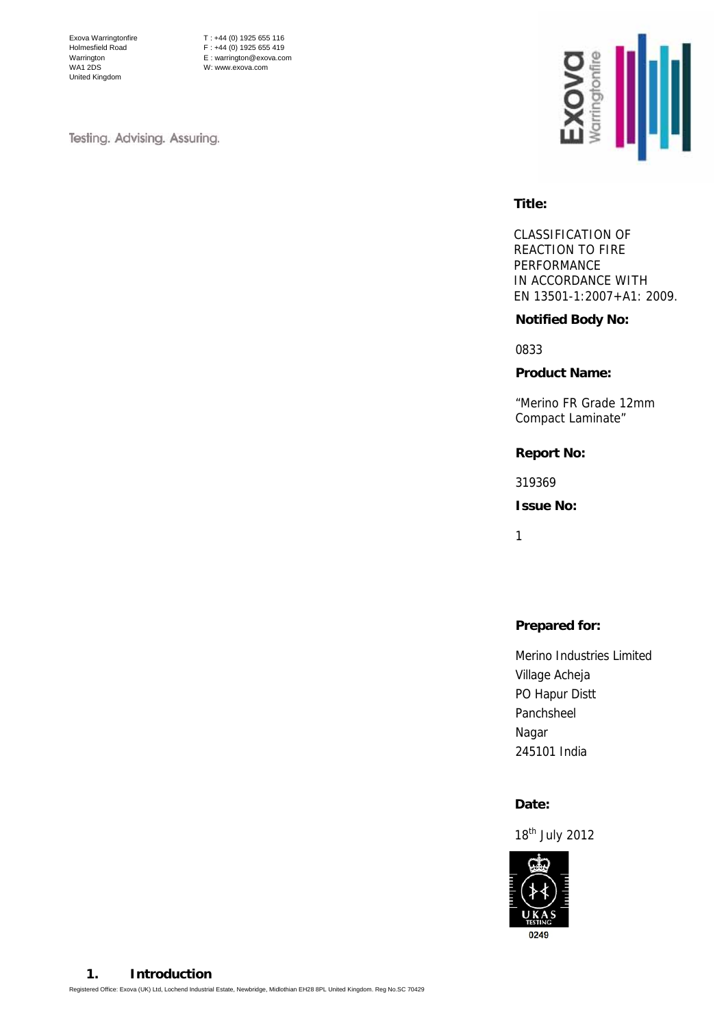Exova Warringtonfire
Holmesfield Road
Warrington
WA1 2DS
United Kingdom

T : +44 (0) 1925 655 116
F : +44 (0) 1925 655 419
E : warrington@exova.com
W: www.exova.com

Testing. Advising. Assuring.

**Title:**

CLASSIFICATION OF REACTION TO FIRE PERFORMANCE IN ACCORDANCE WITH EN 13501-1:2007+A1: 2009.

**Notified Body No:**

0833

**Product Name:**

"Merino FR Grade 12mm Compact Laminate"

**Report No:**

319369

**Issue No:**

1

**Prepared for:**

Merino Industries Limited
Village Acheja
PO Hapur Distt
Panchsheel
Nagar
245101 India

**Date:**

18th July 2012

UKAS TESTING
0249

## 1. Introduction

Registered Office: Exova (UK) Ltd, Lochend Industrial Estate, Newbridge, Midlothian EH28 8PL United Kingdom. Reg No.SC 70429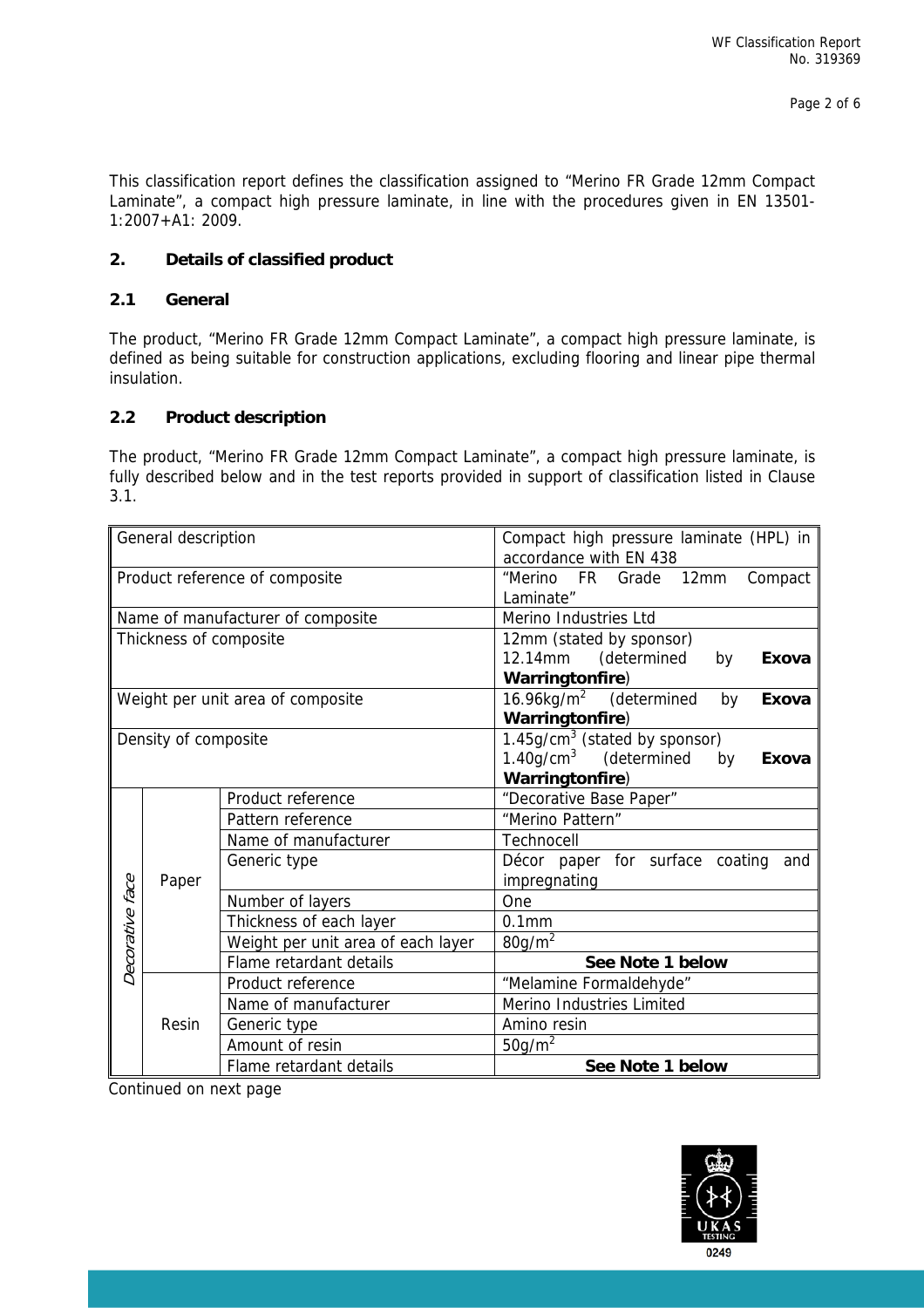This classification report defines the classification assigned to “Merino FR Grade 12mm Compact Laminate”, a compact high pressure laminate, in line with the procedures given in EN 13501-1:2007+A1: 2009.

## 2. Details of classified product

### 2.1 General

The product, “Merino FR Grade 12mm Compact Laminate”, a compact high pressure laminate, is defined as being suitable for construction applications, excluding flooring and linear pipe thermal insulation.

### 2.2 Product description

The product, “Merino FR Grade 12mm Compact Laminate”, a compact high pressure laminate, is fully described below and in the test reports provided in support of classification listed in Clause 3.1.

| | | | |
|---|---|---|---|
| General description | | | Compact high pressure laminate (HPL) in accordance with EN 438 |
| Product reference of composite | | | “Merino FR Grade 12mm Compact Laminate” |
| Name of manufacturer of composite | | | Merino Industries Ltd |
| Thickness of composite | | | 12mm (stated by sponsor)<br>12.14mm (determined by **Exova Warringtonfire**) |
| Weight per unit area of composite | | | 16.96kg/m$^2$ (determined by **Exova Warringtonfire**) |
| Density of composite | | | 1.45g/cm$^3$ (stated by sponsor)<br>1.40g/cm$^3$ (determined by **Exova Warringtonfire**) |
| *Decorative face* | Paper | Product reference | “Decorative Base Paper” |
| | | Pattern reference | “Merino Pattern” |
| | | Name of manufacturer | Technocell |
| | | Generic type | Décor paper for surface coating and impregnating |
| | | Number of layers | One |
| | | Thickness of each layer | 0.1mm |
| | | Weight per unit area of each layer | 80g/m$^2$ |
| | | Flame retardant details | **See Note 1 below** |
| | Resin | Product reference | “Melamine Formaldehyde” |
| | | Name of manufacturer | Merino Industries Limited |
| | | Generic type | Amino resin |
| | | Amount of resin | 50g/m$^2$ |
| | | Flame retardant details | **See Note 1 below** |

Continued on next page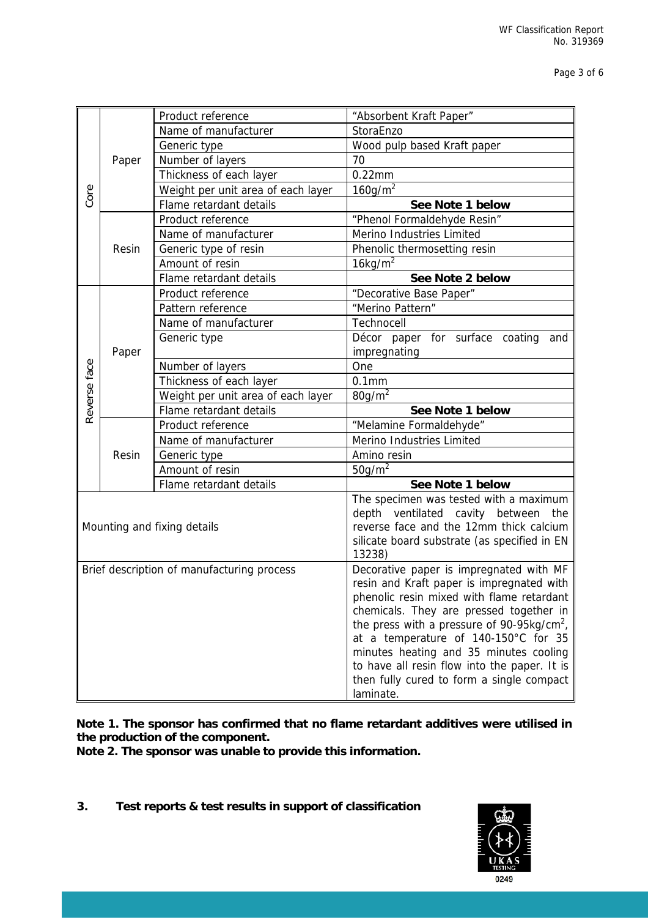| | | | |
|---|---|---|---|
| Core | Paper | Product reference | "Absorbent Kraft Paper" |
| | | Name of manufacturer | StoraEnzo |
| | | Generic type | Wood pulp based Kraft paper |
| | | Number of layers | 70 |
| | | Thickness of each layer | 0.22mm |
| | | Weight per unit area of each layer | $160g/m^2$ |
| | | Flame retardant details | **See Note 1 below** |
| | Resin | Product reference | "Phenol Formaldehyde Resin" |
| | | Name of manufacturer | Merino Industries Limited |
| | | Generic type of resin | Phenolic thermosetting resin |
| | | Amount of resin | $16kg/m^2$ |
| | | Flame retardant details | **See Note 2 below** |
| Reverse face | Paper | Product reference | "Decorative Base Paper" |
| | | Pattern reference | "Merino Pattern" |
| | | Name of manufacturer | Technocell |
| | | Generic type | Décor paper for surface coating and impregnating |
| | | Number of layers | One |
| | | Thickness of each layer | 0.1mm |
| | | Weight per unit area of each layer | $80g/m^2$ |
| | | Flame retardant details | **See Note 1 below** |
| | Resin | Product reference | "Melamine Formaldehyde" |
| | | Name of manufacturer | Merino Industries Limited |
| | | Generic type | Amino resin |
| | | Amount of resin | $50g/m^2$ |
| | | Flame retardant details | **See Note 1 below** |
| Mounting and fixing details | | | The specimen was tested with a maximum depth ventilated cavity between the reverse face and the 12mm thick calcium silicate board substrate (as specified in EN 13238) |
| Brief description of manufacturing process | | | Decorative paper is impregnated with MF resin and Kraft paper is impregnated with phenolic resin mixed with flame retardant chemicals. They are pressed together in the press with a pressure of 90-95kg/cm$^2$, at a temperature of 140-150°C for 35 minutes heating and 35 minutes cooling to have all resin flow into the paper. It is then fully cured to form a single compact laminate. |

**Note 1. The sponsor has confirmed that no flame retardant additives were utilised in the production of the component.**
**Note 2. The sponsor was unable to provide this information.**

## 3. Test reports & test results in support of classification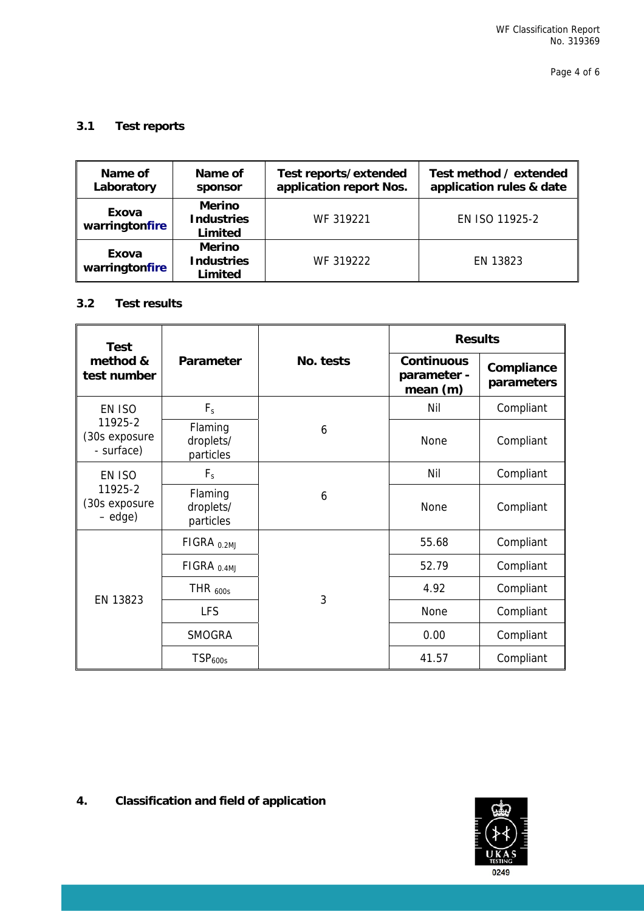### 3.1 Test reports

| Name of Laboratory | Name of sponsor | Test reports/extended application report Nos. | Test method / extended application rules & date |
|---|---|---|---|
| Exova warringtonfire | Merino Industries Limited | WF 319221 | EN ISO 11925-2 |
| Exova warringtonfire | Merino Industries Limited | WF 319222 | EN 13823 |

### 3.2 Test results

| Test method & test number | Parameter | No. tests | Results | |
|---|---|---|---|---|
| | | | Continuous parameter - mean (m) | Compliance parameters |
| EN ISO 11925-2 (30s exposure - surface) | $F_s$ | 6 | Nil | Compliant |
| | Flaming droplets/ particles | | None | Compliant |
| EN ISO 11925-2 (30s exposure – edge) | $F_s$ | 6 | Nil | Compliant |
| | Flaming droplets/ particles | | None | Compliant |
| EN 13823 | $FIGRA_{0.2MJ}$ | 3 | 55.68 | Compliant |
| | $FIGRA_{0.4MJ}$ | | 52.79 | Compliant |
| | $THR_{600s}$ | | 4.92 | Compliant |
| | LFS | | None | Compliant |
| | SMOGRA | | 0.00 | Compliant |
| | $TSP_{600s}$ | | 41.57 | Compliant |

## 4. Classification and field of application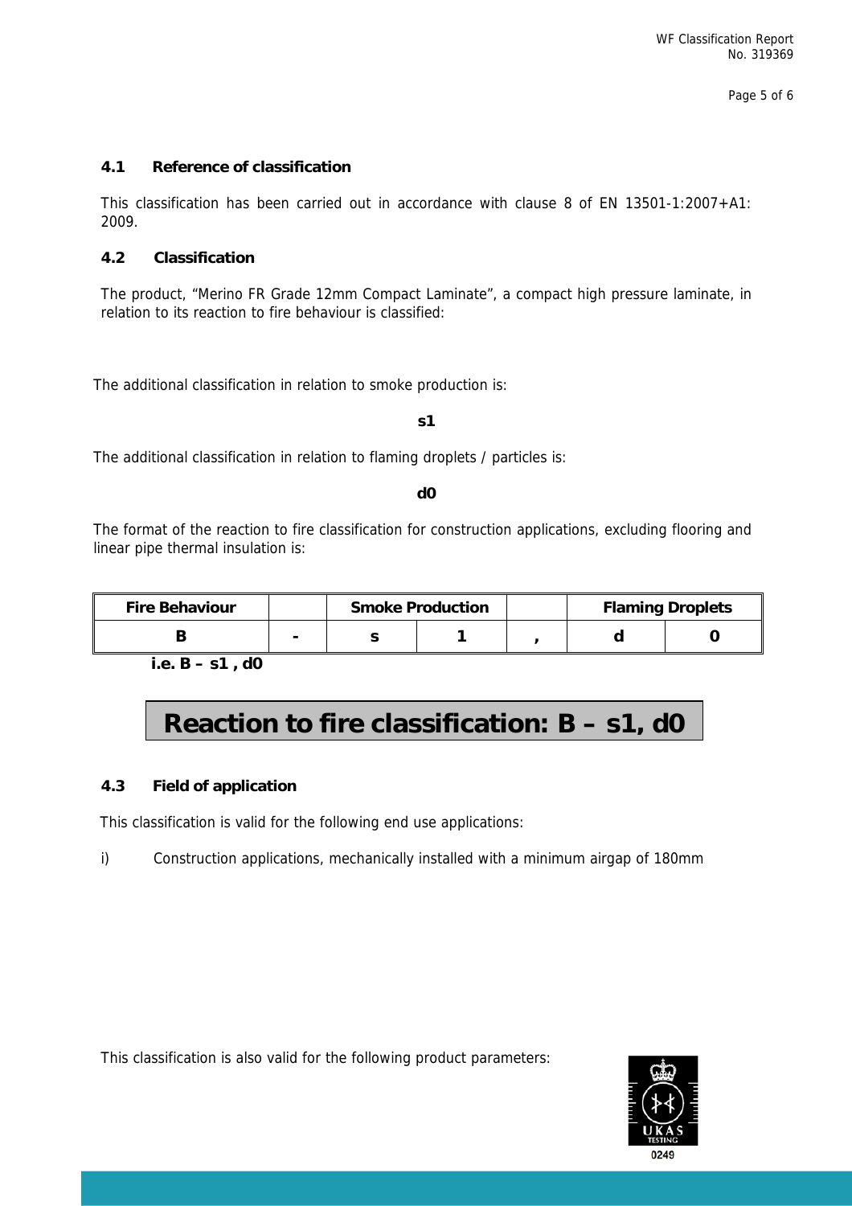### 4.1 Reference of classification

This classification has been carried out in accordance with clause 8 of EN 13501-1:2007+A1: 2009.

### 4.2 Classification

The product, "Merino FR Grade 12mm Compact Laminate", a compact high pressure laminate, in relation to its reaction to fire behaviour is classified:

The additional classification in relation to smoke production is:

**s1**

The additional classification in relation to flaming droplets / particles is:

**d0**

The format of the reaction to fire classification for construction applications, excluding flooring and linear pipe thermal insulation is:

| Fire Behaviour | | Smoke Production | | | Flaming Droplets | |
|---|---|---|---|---|---|---|
| B | - | s | 1 | , | d | 0 |

**i.e. B – s1 , d0**

## Reaction to fire classification: B – s1, d0

### 4.3 Field of application

This classification is valid for the following end use applications:

i) Construction applications, mechanically installed with a minimum airgap of 180mm

This classification is also valid for the following product parameters: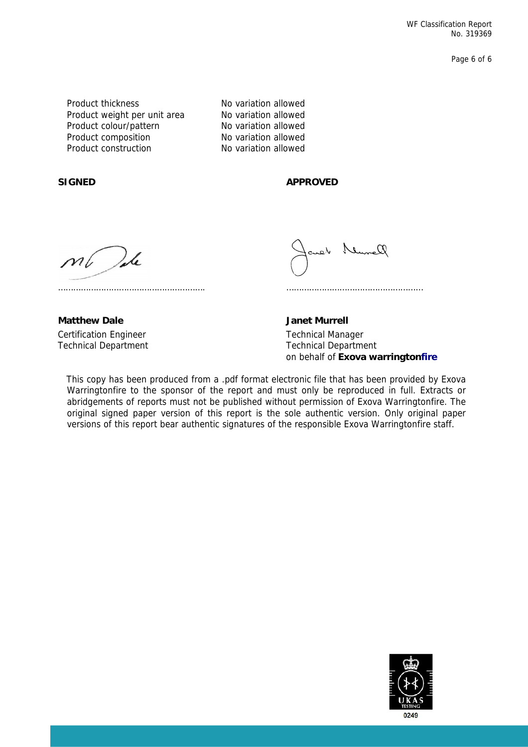| | |
|---|---|
| Product thickness | No variation allowed |
| Product weight per unit area | No variation allowed |
| Product colour/pattern | No variation allowed |
| Product composition | No variation allowed |
| Product construction | No variation allowed |

**SIGNED**

…………………………………………………

**Matthew Dale**
Certification Engineer
Technical Department

**APPROVED**

……………………………………………….

**Janet Murrell**
Technical Manager
Technical Department
on behalf of **Exova warringtonfire**

This copy has been produced from a .pdf format electronic file that has been provided by Exova Warringtonfire to the sponsor of the report and must only be reproduced in full. Extracts or abridgements of reports must not be published without permission of Exova Warringtonfire. The original signed paper version of this report is the sole authentic version. Only original paper versions of this report bear authentic signatures of the responsible Exova Warringtonfire staff.

UKAS TESTING
0249